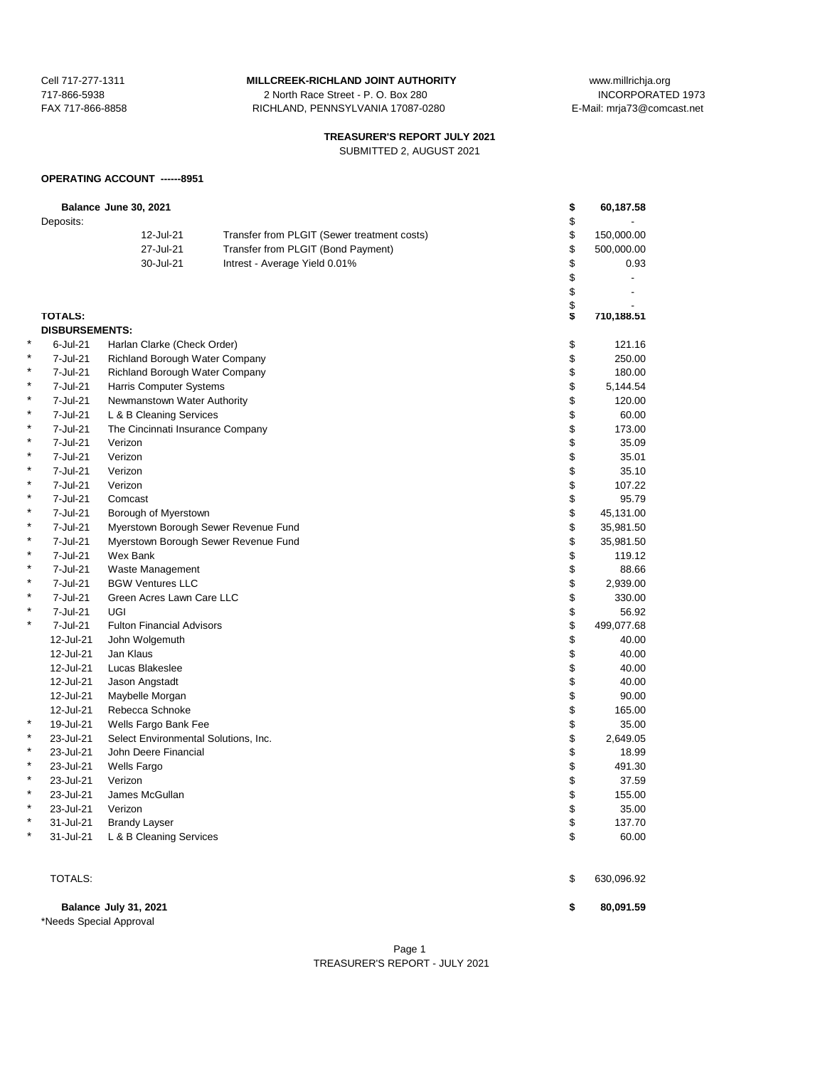Cell 717-277-1311
717-866-5938
FAX 717-866-8858

**MILLCREEK-RICHLAND JOINT AUTHORITY**
2 North Race Street - P. O. Box 280
RICHLAND, PENNSYLVANIA 17087-0280

www.millrichja.org
INCORPORATED 1973
E-Mail: mrja73@comcast.net

## TREASURER'S REPORT JULY 2021

SUBMITTED 2, AUGUST 2021

### OPERATING ACCOUNT ------8951

| | | | | |
|---|---|---|---|---|
| **Balance June 30, 2021** | | | $ | **60,187.58** |
| Deposits: | | | $ | - |
| | 12-Jul-21 | Transfer from PLGIT (Sewer treatment costs) | $ | 150,000.00 |
| | 27-Jul-21 | Transfer from PLGIT (Bond Payment) | $ | 500,000.00 |
| | 30-Jul-21 | Intrest - Average Yield 0.01% | $ | 0.93 |
| | | | $ | - |
| | | | $ | - |
| | | | $ | - |
| **TOTALS:** | | | **$** | **710,188.51** |

**DISBURSEMENTS:**

| | Date | Payee | | Amount |
|---|---|---|---|---|
| * | 6-Jul-21 | Harlan Clarke (Check Order) | $ | 121.16 |
| * | 7-Jul-21 | Richland Borough Water Company | $ | 250.00 |
| * | 7-Jul-21 | Richland Borough Water Company | $ | 180.00 |
| * | 7-Jul-21 | Harris Computer Systems | $ | 5,144.54 |
| * | 7-Jul-21 | Newmanstown Water Authority | $ | 120.00 |
| * | 7-Jul-21 | L & B Cleaning Services | $ | 60.00 |
| * | 7-Jul-21 | The Cincinnati Insurance Company | $ | 173.00 |
| * | 7-Jul-21 | Verizon | $ | 35.09 |
| * | 7-Jul-21 | Verizon | $ | 35.01 |
| * | 7-Jul-21 | Verizon | $ | 35.10 |
| * | 7-Jul-21 | Verizon | $ | 107.22 |
| * | 7-Jul-21 | Comcast | $ | 95.79 |
| * | 7-Jul-21 | Borough of Myerstown | $ | 45,131.00 |
| * | 7-Jul-21 | Myerstown Borough Sewer Revenue Fund | $ | 35,981.50 |
| * | 7-Jul-21 | Myerstown Borough Sewer Revenue Fund | $ | 35,981.50 |
| * | 7-Jul-21 | Wex Bank | $ | 119.12 |
| * | 7-Jul-21 | Waste Management | $ | 88.66 |
| * | 7-Jul-21 | BGW Ventures LLC | $ | 2,939.00 |
| * | 7-Jul-21 | Green Acres Lawn Care LLC | $ | 330.00 |
| * | 7-Jul-21 | UGI | $ | 56.92 |
| * | 7-Jul-21 | Fulton Financial Advisors | $ | 499,077.68 |
| | 12-Jul-21 | John Wolgemuth | $ | 40.00 |
| | 12-Jul-21 | Jan Klaus | $ | 40.00 |
| | 12-Jul-21 | Lucas Blakeslee | $ | 40.00 |
| | 12-Jul-21 | Jason Angstadt | $ | 40.00 |
| | 12-Jul-21 | Maybelle Morgan | $ | 90.00 |
| | 12-Jul-21 | Rebecca Schnoke | $ | 165.00 |
| * | 19-Jul-21 | Wells Fargo Bank Fee | $ | 35.00 |
| * | 23-Jul-21 | Select Environmental Solutions, Inc. | $ | 2,649.05 |
| * | 23-Jul-21 | John Deere Financial | $ | 18.99 |
| * | 23-Jul-21 | Wells Fargo | $ | 491.30 |
| * | 23-Jul-21 | Verizon | $ | 37.59 |
| * | 23-Jul-21 | James McGullan | $ | 155.00 |
| * | 23-Jul-21 | Verizon | $ | 35.00 |
| * | 31-Jul-21 | Brandy Layser | $ | 137.70 |
| * | 31-Jul-21 | L & B Cleaning Services | $ | 60.00 |
| | | | | |
| | TOTALS: | | $ | 630,096.92 |
| | | | | |
| | **Balance July 31, 2021** | | **$** | **80,091.59** |

*Needs Special Approval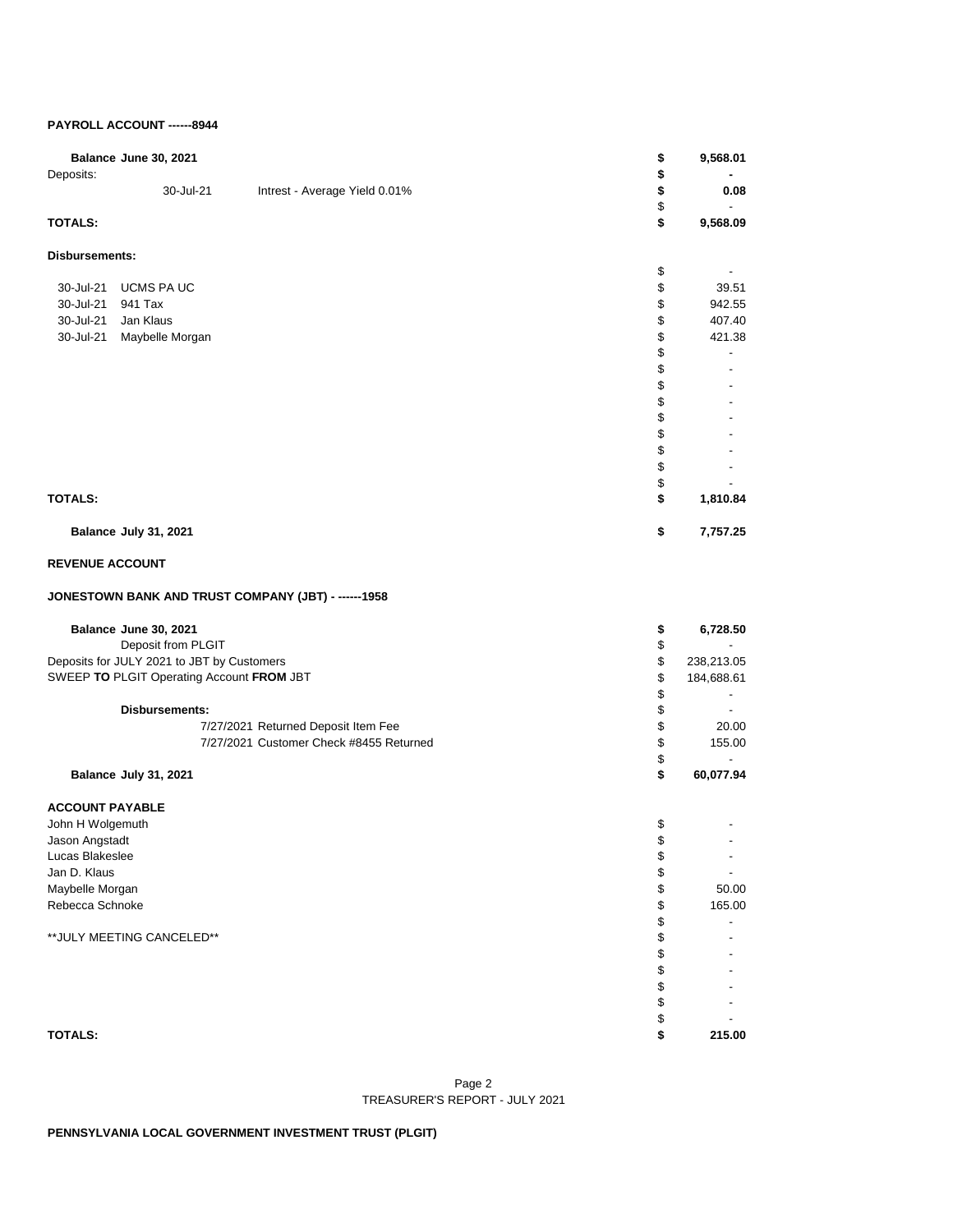**PAYROLL ACCOUNT ------8944**

| | | | |
|---|---|---|---|
| **Balance June 30, 2021** | | $ | **9,568.01** |
| Deposits: | | $ | **-** |
| 30-Jul-21 | Intrest - Average Yield 0.01% | $ | **0.08** |
| | | $ | - |
| **TOTALS:** | | $ | **9,568.09** |

**Disbursements:**

| | | | |
|---|---|---|---|
| | | $ | - |
| 30-Jul-21 | UCMS PA UC | $ | 39.51 |
| 30-Jul-21 | 941 Tax | $ | 942.55 |
| 30-Jul-21 | Jan Klaus | $ | 407.40 |
| 30-Jul-21 | Maybelle Morgan | $ | 421.38 |
| | | $ | - |
| | | $ | - |
| | | $ | - |
| | | $ | - |
| | | $ | - |
| | | $ | - |
| | | $ | - |
| | | $ | - |
| | | $ | - |
| **TOTALS:** | | $ | **1,810.84** |
| **Balance July 31, 2021** | | $ | **7,757.25** |

**REVENUE ACCOUNT**

**JONESTOWN BANK AND TRUST COMPANY (JBT) - ------1958**

| | | |
|---|---|---|
| **Balance June 30, 2021** | $ | **6,728.50** |
| Deposit from PLGIT | $ | - |
| Deposits for JULY 2021 to JBT by Customers | $ | 238,213.05 |
| SWEEP **TO** PLGIT Operating Account **FROM** JBT | $ | 184,688.61 |
| | $ | - |
| **Disbursements:** | $ | - |
| 7/27/2021 Returned Deposit Item Fee | $ | 20.00 |
| 7/27/2021 Customer Check #8455 Returned | $ | 155.00 |
| | $ | - |
| **Balance July 31, 2021** | $ | **60,077.94** |

**ACCOUNT PAYABLE**

| | | |
|---|---|---|
| John H Wolgemuth | $ | - |
| Jason Angstadt | $ | - |
| Lucas Blakeslee | $ | - |
| Jan D. Klaus | $ | - |
| Maybelle Morgan | $ | 50.00 |
| Rebecca Schnoke | $ | 165.00 |
| | $ | - |
| **JULY MEETING CANCELED** | $ | - |
| | $ | - |
| | $ | - |
| | $ | - |
| | $ | - |
| | $ | - |
| **TOTALS:** | $ | **215.00** |

TREASURER'S REPORT - JULY 2021

**PENNSYLVANIA LOCAL GOVERNMENT INVESTMENT TRUST (PLGIT)**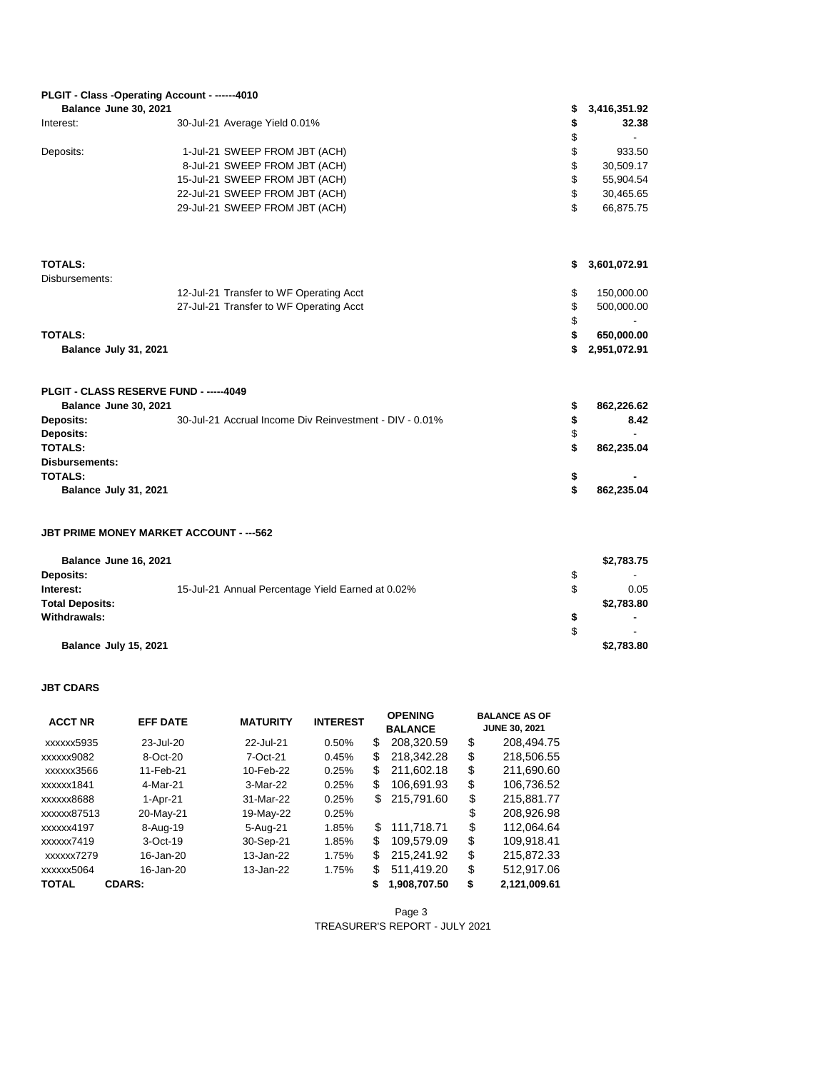### PLGIT - Class -Operating Account - ------4010

| | | | |
|---|---|---|---|
| **Balance June 30, 2021** | | **$** | **3,416,351.92** |
| Interest: | 30-Jul-21 Average Yield 0.01% | **$** | **32.38** |
| | | $ | - |
| Deposits: | 1-Jul-21 SWEEP FROM JBT (ACH) | $ | 933.50 |
| | 8-Jul-21 SWEEP FROM JBT (ACH) | $ | 30,509.17 |
| | 15-Jul-21 SWEEP FROM JBT (ACH) | $ | 55,904.54 |
| | 22-Jul-21 SWEEP FROM JBT (ACH) | $ | 30,465.65 |
| | 29-Jul-21 SWEEP FROM JBT (ACH) | $ | 66,875.75 |
| **TOTALS:** | | **$** | **3,601,072.91** |
| Disbursements: | | | |
| | 12-Jul-21 Transfer to WF Operating Acct | $ | 150,000.00 |
| | 27-Jul-21 Transfer to WF Operating Acct | $ | 500,000.00 |
| | | $ | - |
| **TOTALS:** | | **$** | **650,000.00** |
| **Balance July 31, 2021** | | **$** | **2,951,072.91** |

### PLGIT - CLASS RESERVE FUND - -----4049

| | | | |
|---|---|---|---|
| **Balance June 30, 2021** | | **$** | **862,226.62** |
| **Deposits:** | 30-Jul-21 Accrual Income Div Reinvestment - DIV - 0.01% | **$** | **8.42** |
| **Deposits:** | | $ | - |
| **TOTALS:** | | **$** | **862,235.04** |
| **Disbursements:** | | | |
| **TOTALS:** | | **$** | **-** |
| **Balance July 31, 2021** | | **$** | **862,235.04** |

### JBT PRIME MONEY MARKET ACCOUNT - ---562

| | | | |
|---|---|---|---|
| **Balance June 16, 2021** | | | **$2,783.75** |
| **Deposits:** | | $ | - |
| **Interest:** | 15-Jul-21 Annual Percentage Yield Earned at 0.02% | $ | 0.05 |
| **Total Deposits:** | | | **$2,783.80** |
| **Withdrawals:** | | **$** | **-** |
| | | $ | - |
| **Balance July 15, 2021** | | | **$2,783.80** |

### JBT CDARS

| ACCT NR | EFF DATE | MATURITY | INTEREST | OPENING BALANCE | BALANCE AS OF JUNE 30, 2021 |
|---|---|---|---|---|---|
| xxxxxx5935 | 23-Jul-20 | 22-Jul-21 | 0.50% | $ 208,320.59 | $ 208,494.75 |
| xxxxxx9082 | 8-Oct-20 | 7-Oct-21 | 0.45% | $ 218,342.28 | $ 218,506.55 |
| xxxxxx3566 | 11-Feb-21 | 10-Feb-22 | 0.25% | $ 211,602.18 | $ 211,690.60 |
| xxxxxx1841 | 4-Mar-21 | 3-Mar-22 | 0.25% | $ 106,691.93 | $ 106,736.52 |
| xxxxxx8688 | 1-Apr-21 | 31-Mar-22 | 0.25% | $ 215,791.60 | $ 215,881.77 |
| xxxxxx87513 | 20-May-21 | 19-May-22 | 0.25% | | $ 208,926.98 |
| xxxxxx4197 | 8-Aug-19 | 5-Aug-21 | 1.85% | $ 111,718.71 | $ 112,064.64 |
| xxxxxx7419 | 3-Oct-19 | 30-Sep-21 | 1.85% | $ 109,579.09 | $ 109,918.41 |
| xxxxxx7279 | 16-Jan-20 | 13-Jan-22 | 1.75% | $ 215,241.92 | $ 215,872.33 |
| xxxxxx5064 | 16-Jan-20 | 13-Jan-22 | 1.75% | $ 511,419.20 | $ 512,917.06 |
| **TOTAL** | **CDARS:** | | | **$ 1,908,707.50** | **$ 2,121,009.61** |

TREASURER'S REPORT - JULY 2021